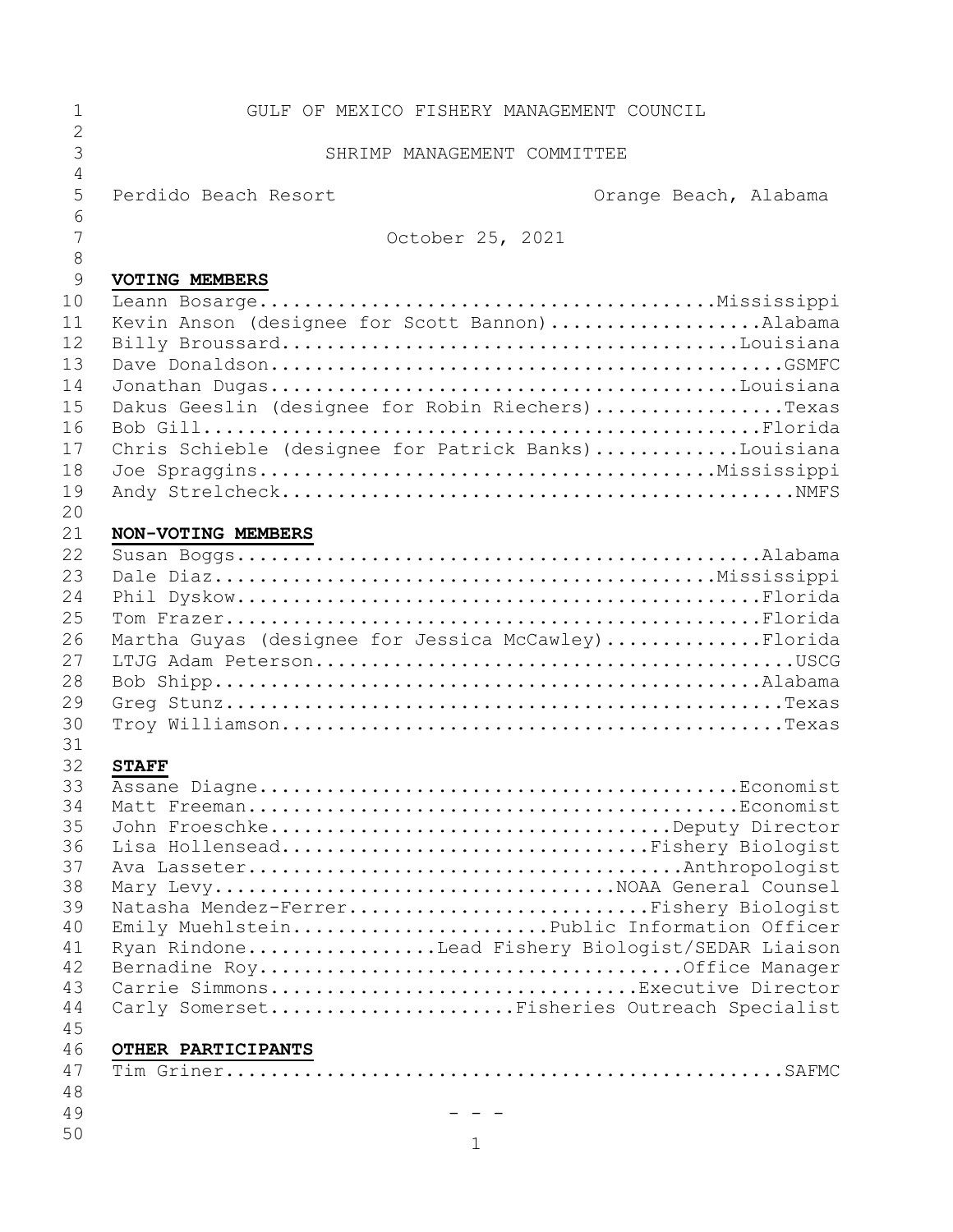GULF OF MEXICO FISHERY MANAGEMENT COUNCIL

SHRIMP MANAGEMENT COMMITTEE

Perdido Beach Resort                                          Orange Beach, Alabama

October 25, 2021

**VOTING MEMBERS**

Leann Bosarge.........................................Mississippi
Kevin Anson (designee for Scott Bannon)...................Alabama
Billy Broussard.........................................Louisiana
Dave Donaldson.............................................GSMFC
Jonathan Dugas..........................................Louisiana
Dakus Geeslin (designee for Robin Riechers).................Texas
Bob Gill..................................................Florida
Chris Schieble (designee for Patrick Banks).............Louisiana
Joe Spraggins.........................................Mississippi
Andy Strelcheck.............................................NMFS

**NON-VOTING MEMBERS**

Susan Boggs...............................................Alabama
Dale Diaz.............................................Mississippi
Phil Dyskow...............................................Florida
Tom Frazer................................................Florida
Martha Guyas (designee for Jessica McCawley)..............Florida
LTJG Adam Peterson.........................................USCG
Bob Shipp.................................................Alabama
Greg Stunz..................................................Texas
Troy Williamson.............................................Texas

**STAFF**

Assane Diagne...........................................Economist
Matt Freeman............................................Economist
John Froeschke.....................................Deputy Director
Lisa Hollensead................................Fishery Biologist
Ava Lasseter.......................................Anthropologist
Mary Levy.................................NOAA General Counsel
Natasha Mendez-Ferrer..........................Fishery Biologist
Emily Muehlstein.....................Public Information Officer
Ryan Rindone.................Lead Fishery Biologist/SEDAR Liaison
Bernadine Roy.......................................Office Manager
Carrie Simmons...................................Executive Director
Carly Somerset.....................Fisheries Outreach Specialist

**OTHER PARTICIPANTS**

Tim Griner..................................................SAFMC

\- - -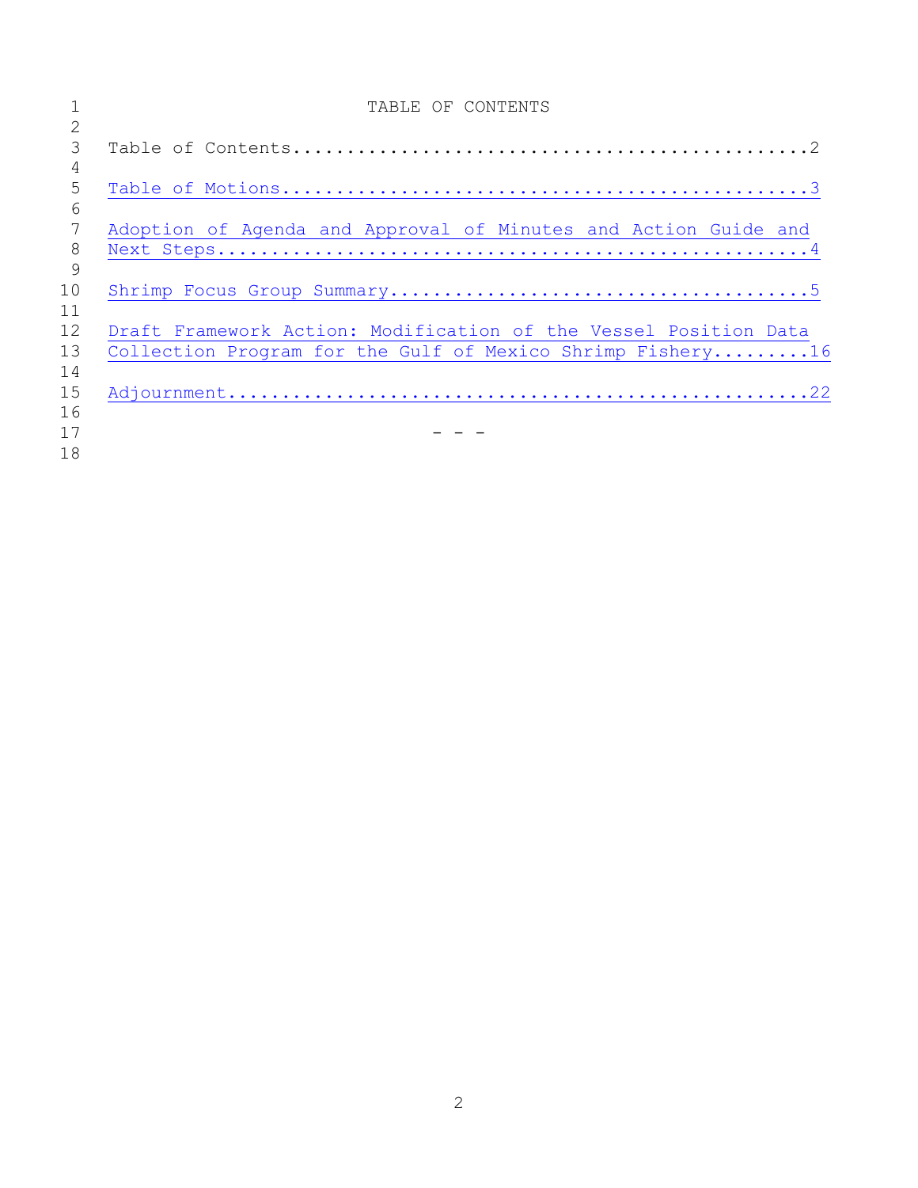# TABLE OF CONTENTS

Table of Contents.................................................2

Table of Motions..................................................3

Adoption of Agenda and Approval of Minutes and Action Guide and Next Steps........................................................4

Shrimp Focus Group Summary........................................5

Draft Framework Action: Modification of the Vessel Position Data Collection Program for the Gulf of Mexico Shrimp Fishery.........16

Adjournment.......................................................22

- - -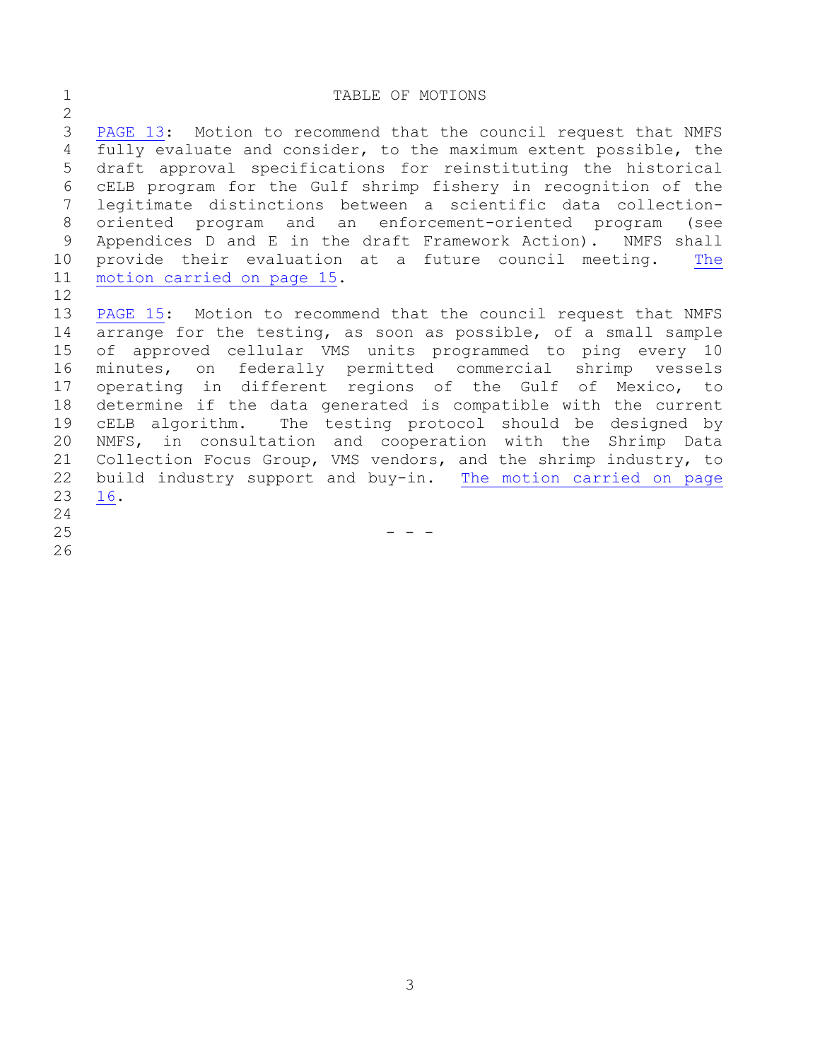# TABLE OF MOTIONS

PAGE 13: Motion to recommend that the council request that NMFS fully evaluate and consider, to the maximum extent possible, the draft approval specifications for reinstituting the historical cELB program for the Gulf shrimp fishery in recognition of the legitimate distinctions between a scientific data collection-oriented program and an enforcement-oriented program (see Appendices D and E in the draft Framework Action). NMFS shall provide their evaluation at a future council meeting. The motion carried on page 15.

PAGE 15: Motion to recommend that the council request that NMFS arrange for the testing, as soon as possible, of a small sample of approved cellular VMS units programmed to ping every 10 minutes, on federally permitted commercial shrimp vessels operating in different regions of the Gulf of Mexico, to determine if the data generated is compatible with the current cELB algorithm. The testing protocol should be designed by NMFS, in consultation and cooperation with the Shrimp Data Collection Focus Group, VMS vendors, and the shrimp industry, to build industry support and buy-in. The motion carried on page 16.

\- - -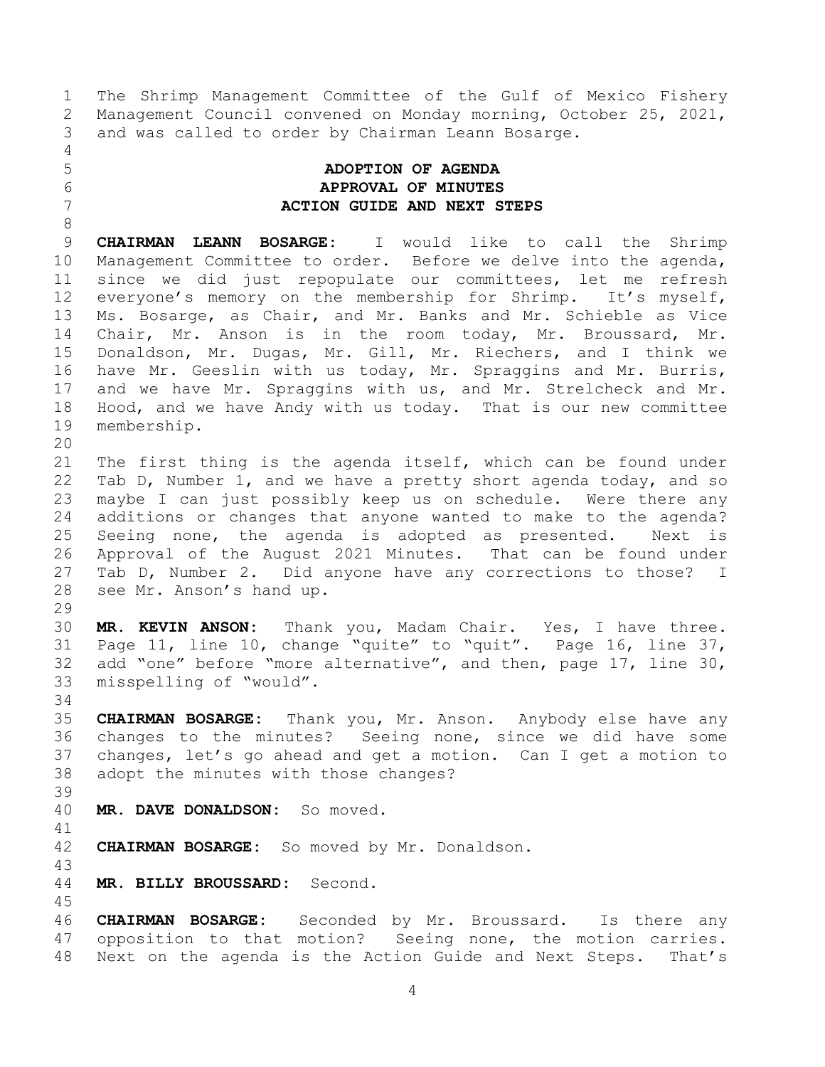The Shrimp Management Committee of the Gulf of Mexico Fishery Management Council convened on Monday morning, October 25, 2021, and was called to order by Chairman Leann Bosarge.

## ADOPTION OF AGENDA
## APPROVAL OF MINUTES
## ACTION GUIDE AND NEXT STEPS

**CHAIRMAN LEANN BOSARGE:** I would like to call the Shrimp Management Committee to order. Before we delve into the agenda, since we did just repopulate our committees, let me refresh everyone's memory on the membership for Shrimp. It's myself, Ms. Bosarge, as Chair, and Mr. Banks and Mr. Schieble as Vice Chair, Mr. Anson is in the room today, Mr. Broussard, Mr. Donaldson, Mr. Dugas, Mr. Gill, Mr. Riechers, and I think we have Mr. Geeslin with us today, Mr. Spraggins and Mr. Burris, and we have Mr. Spraggins with us, and Mr. Strelcheck and Mr. Hood, and we have Andy with us today. That is our new committee membership.

The first thing is the agenda itself, which can be found under Tab D, Number 1, and we have a pretty short agenda today, and so maybe I can just possibly keep us on schedule. Were there any additions or changes that anyone wanted to make to the agenda? Seeing none, the agenda is adopted as presented. Next is Approval of the August 2021 Minutes. That can be found under Tab D, Number 2. Did anyone have any corrections to those? I see Mr. Anson's hand up.

**MR. KEVIN ANSON:** Thank you, Madam Chair. Yes, I have three. Page 11, line 10, change "quite" to "quit". Page 16, line 37, add "one" before "more alternative", and then, page 17, line 30, misspelling of "would".

**CHAIRMAN BOSARGE:** Thank you, Mr. Anson. Anybody else have any changes to the minutes? Seeing none, since we did have some changes, let's go ahead and get a motion. Can I get a motion to adopt the minutes with those changes?

**MR. DAVE DONALDSON:** So moved.

**CHAIRMAN BOSARGE:** So moved by Mr. Donaldson.

**MR. BILLY BROUSSARD:** Second.

**CHAIRMAN BOSARGE:** Seconded by Mr. Broussard. Is there any opposition to that motion? Seeing none, the motion carries. Next on the agenda is the Action Guide and Next Steps. That's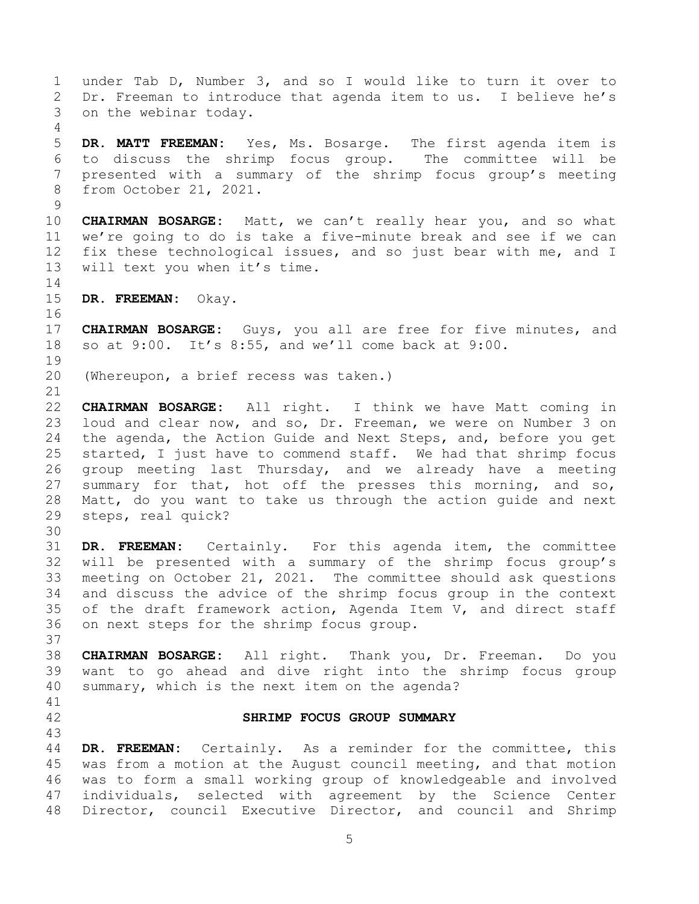under Tab D, Number 3, and so I would like to turn it over to Dr. Freeman to introduce that agenda item to us. I believe he's on the webinar today.

**DR. MATT FREEMAN:** Yes, Ms. Bosarge. The first agenda item is to discuss the shrimp focus group. The committee will be presented with a summary of the shrimp focus group's meeting from October 21, 2021.

**CHAIRMAN BOSARGE:** Matt, we can't really hear you, and so what we're going to do is take a five-minute break and see if we can fix these technological issues, and so just bear with me, and I will text you when it's time.

**DR. FREEMAN:** Okay.

**CHAIRMAN BOSARGE:** Guys, you all are free for five minutes, and so at 9:00. It's 8:55, and we'll come back at 9:00.

(Whereupon, a brief recess was taken.)

**CHAIRMAN BOSARGE:** All right. I think we have Matt coming in loud and clear now, and so, Dr. Freeman, we were on Number 3 on the agenda, the Action Guide and Next Steps, and, before you get started, I just have to commend staff. We had that shrimp focus group meeting last Thursday, and we already have a meeting summary for that, hot off the presses this morning, and so, Matt, do you want to take us through the action guide and next steps, real quick?

**DR. FREEMAN:** Certainly. For this agenda item, the committee will be presented with a summary of the shrimp focus group's meeting on October 21, 2021. The committee should ask questions and discuss the advice of the shrimp focus group in the context of the draft framework action, Agenda Item V, and direct staff on next steps for the shrimp focus group.

**CHAIRMAN BOSARGE:** All right. Thank you, Dr. Freeman. Do you want to go ahead and dive right into the shrimp focus group summary, which is the next item on the agenda?

## SHRIMP FOCUS GROUP SUMMARY

**DR. FREEMAN:** Certainly. As a reminder for the committee, this was from a motion at the August council meeting, and that motion was to form a small working group of knowledgeable and involved individuals, selected with agreement by the Science Center Director, council Executive Director, and council and Shrimp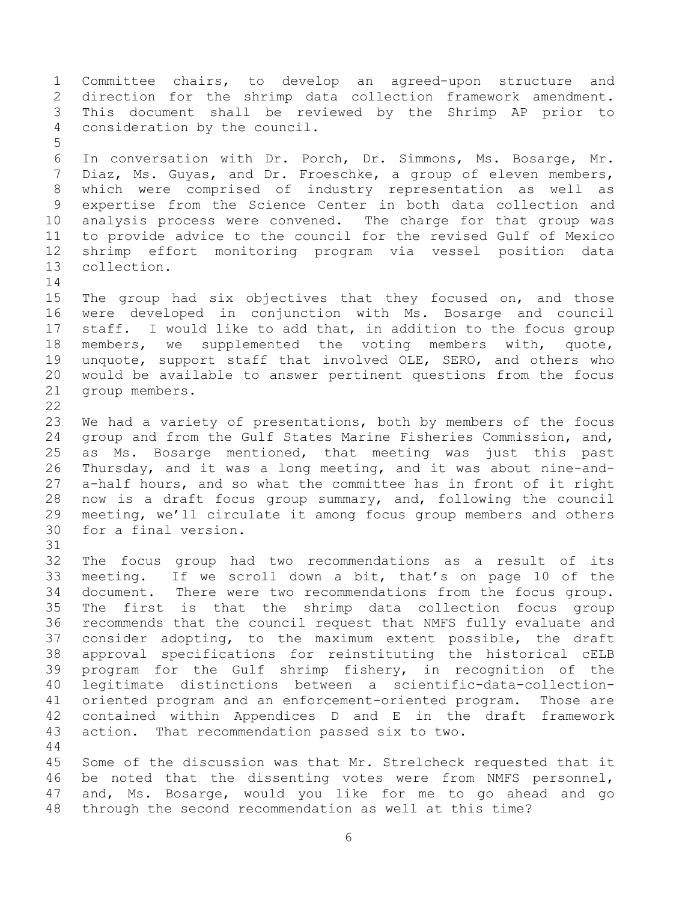Committee chairs, to develop an agreed-upon structure and direction for the shrimp data collection framework amendment. This document shall be reviewed by the Shrimp AP prior to consideration by the council.

In conversation with Dr. Porch, Dr. Simmons, Ms. Bosarge, Mr. Diaz, Ms. Guyas, and Dr. Froeschke, a group of eleven members, which were comprised of industry representation as well as expertise from the Science Center in both data collection and analysis process were convened. The charge for that group was to provide advice to the council for the revised Gulf of Mexico shrimp effort monitoring program via vessel position data collection.

The group had six objectives that they focused on, and those were developed in conjunction with Ms. Bosarge and council staff. I would like to add that, in addition to the focus group members, we supplemented the voting members with, quote, unquote, support staff that involved OLE, SERO, and others who would be available to answer pertinent questions from the focus group members.

We had a variety of presentations, both by members of the focus group and from the Gulf States Marine Fisheries Commission, and, as Ms. Bosarge mentioned, that meeting was just this past Thursday, and it was a long meeting, and it was about nine-and-a-half hours, and so what the committee has in front of it right now is a draft focus group summary, and, following the council meeting, we'll circulate it among focus group members and others for a final version.

The focus group had two recommendations as a result of its meeting. If we scroll down a bit, that's on page 10 of the document. There were two recommendations from the focus group. The first is that the shrimp data collection focus group recommends that the council request that NMFS fully evaluate and consider adopting, to the maximum extent possible, the draft approval specifications for reinstituting the historical cELB program for the Gulf shrimp fishery, in recognition of the legitimate distinctions between a scientific-data-collection-oriented program and an enforcement-oriented program. Those are contained within Appendices D and E in the draft framework action. That recommendation passed six to two.

Some of the discussion was that Mr. Strelcheck requested that it be noted that the dissenting votes were from NMFS personnel, and, Ms. Bosarge, would you like for me to go ahead and go through the second recommendation as well at this time?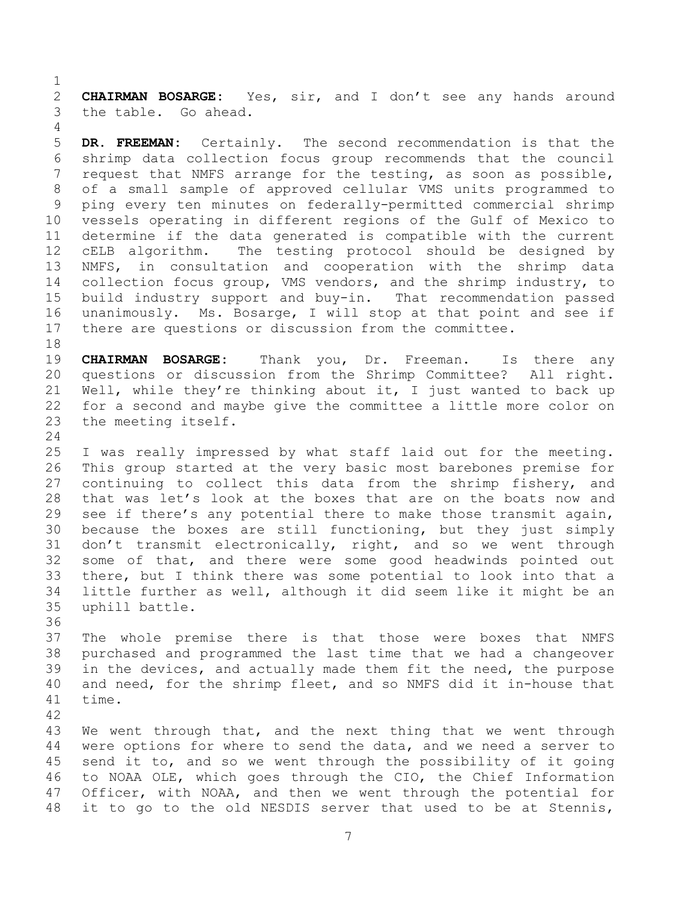**CHAIRMAN BOSARGE:** Yes, sir, and I don't see any hands around the table. Go ahead.

**DR. FREEMAN:** Certainly. The second recommendation is that the shrimp data collection focus group recommends that the council request that NMFS arrange for the testing, as soon as possible, of a small sample of approved cellular VMS units programmed to ping every ten minutes on federally-permitted commercial shrimp vessels operating in different regions of the Gulf of Mexico to determine if the data generated is compatible with the current cELB algorithm. The testing protocol should be designed by NMFS, in consultation and cooperation with the shrimp data collection focus group, VMS vendors, and the shrimp industry, to build industry support and buy-in. That recommendation passed unanimously. Ms. Bosarge, I will stop at that point and see if there are questions or discussion from the committee.

**CHAIRMAN BOSARGE:** Thank you, Dr. Freeman. Is there any questions or discussion from the Shrimp Committee? All right. Well, while they're thinking about it, I just wanted to back up for a second and maybe give the committee a little more color on the meeting itself.

I was really impressed by what staff laid out for the meeting. This group started at the very basic most barebones premise for continuing to collect this data from the shrimp fishery, and that was let's look at the boxes that are on the boats now and see if there's any potential there to make those transmit again, because the boxes are still functioning, but they just simply don't transmit electronically, right, and so we went through some of that, and there were some good headwinds pointed out there, but I think there was some potential to look into that a little further as well, although it did seem like it might be an uphill battle.

The whole premise there is that those were boxes that NMFS purchased and programmed the last time that we had a changeover in the devices, and actually made them fit the need, the purpose and need, for the shrimp fleet, and so NMFS did it in-house that time.

We went through that, and the next thing that we went through were options for where to send the data, and we need a server to send it to, and so we went through the possibility of it going to NOAA OLE, which goes through the CIO, the Chief Information Officer, with NOAA, and then we went through the potential for it to go to the old NESDIS server that used to be at Stennis,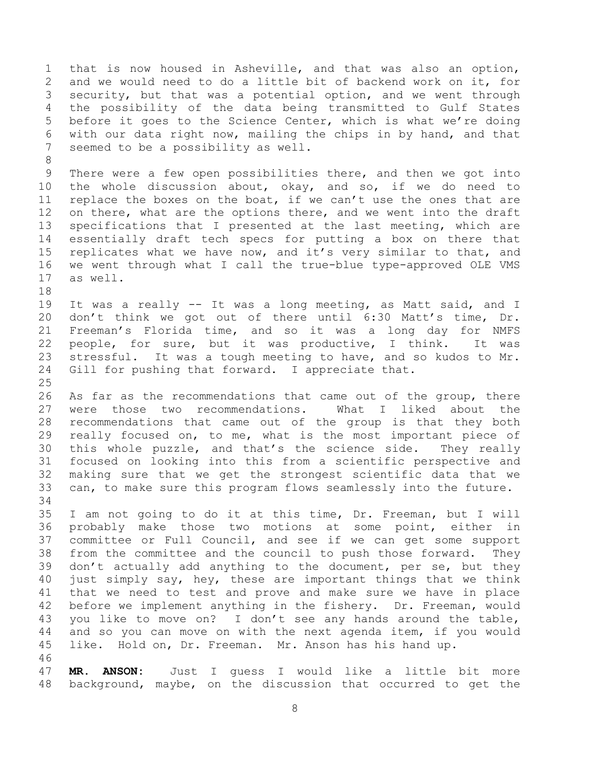that is now housed in Asheville, and that was also an option, and we would need to do a little bit of backend work on it, for security, but that was a potential option, and we went through the possibility of the data being transmitted to Gulf States before it goes to the Science Center, which is what we're doing with our data right now, mailing the chips in by hand, and that seemed to be a possibility as well.

There were a few open possibilities there, and then we got into the whole discussion about, okay, and so, if we do need to replace the boxes on the boat, if we can't use the ones that are on there, what are the options there, and we went into the draft specifications that I presented at the last meeting, which are essentially draft tech specs for putting a box on there that replicates what we have now, and it's very similar to that, and we went through what I call the true-blue type-approved OLE VMS as well.

It was a really -- It was a long meeting, as Matt said, and I don't think we got out of there until 6:30 Matt's time, Dr. Freeman's Florida time, and so it was a long day for NMFS people, for sure, but it was productive, I think. It was stressful. It was a tough meeting to have, and so kudos to Mr. Gill for pushing that forward. I appreciate that.

As far as the recommendations that came out of the group, there were those two recommendations. What I liked about the recommendations that came out of the group is that they both really focused on, to me, what is the most important piece of this whole puzzle, and that's the science side. They really focused on looking into this from a scientific perspective and making sure that we get the strongest scientific data that we can, to make sure this program flows seamlessly into the future.

I am not going to do it at this time, Dr. Freeman, but I will probably make those two motions at some point, either in committee or Full Council, and see if we can get some support from the committee and the council to push those forward. They don't actually add anything to the document, per se, but they just simply say, hey, these are important things that we think that we need to test and prove and make sure we have in place before we implement anything in the fishery. Dr. Freeman, would you like to move on? I don't see any hands around the table, and so you can move on with the next agenda item, if you would like. Hold on, Dr. Freeman. Mr. Anson has his hand up.

**MR. ANSON:** Just I guess I would like a little bit more background, maybe, on the discussion that occurred to get the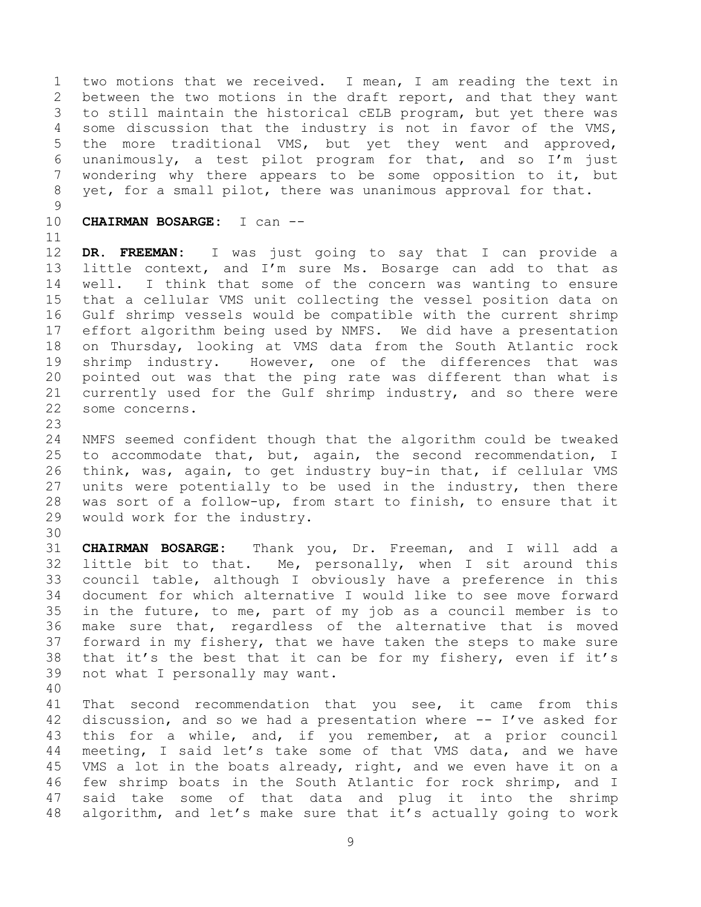two motions that we received. I mean, I am reading the text in between the two motions in the draft report, and that they want to still maintain the historical cELB program, but yet there was some discussion that the industry is not in favor of the VMS, the more traditional VMS, but yet they went and approved, unanimously, a test pilot program for that, and so I'm just wondering why there appears to be some opposition to it, but yet, for a small pilot, there was unanimous approval for that.

**CHAIRMAN BOSARGE:** I can --

**DR. FREEMAN:** I was just going to say that I can provide a little context, and I'm sure Ms. Bosarge can add to that as well. I think that some of the concern was wanting to ensure that a cellular VMS unit collecting the vessel position data on Gulf shrimp vessels would be compatible with the current shrimp effort algorithm being used by NMFS. We did have a presentation on Thursday, looking at VMS data from the South Atlantic rock shrimp industry. However, one of the differences that was pointed out was that the ping rate was different than what is currently used for the Gulf shrimp industry, and so there were some concerns.

NMFS seemed confident though that the algorithm could be tweaked to accommodate that, but, again, the second recommendation, I think, was, again, to get industry buy-in that, if cellular VMS units were potentially to be used in the industry, then there was sort of a follow-up, from start to finish, to ensure that it would work for the industry.

**CHAIRMAN BOSARGE:** Thank you, Dr. Freeman, and I will add a little bit to that. Me, personally, when I sit around this council table, although I obviously have a preference in this document for which alternative I would like to see move forward in the future, to me, part of my job as a council member is to make sure that, regardless of the alternative that is moved forward in my fishery, that we have taken the steps to make sure that it's the best that it can be for my fishery, even if it's not what I personally may want.

That second recommendation that you see, it came from this discussion, and so we had a presentation where -- I've asked for this for a while, and, if you remember, at a prior council meeting, I said let's take some of that VMS data, and we have VMS a lot in the boats already, right, and we even have it on a few shrimp boats in the South Atlantic for rock shrimp, and I said take some of that data and plug it into the shrimp algorithm, and let's make sure that it's actually going to work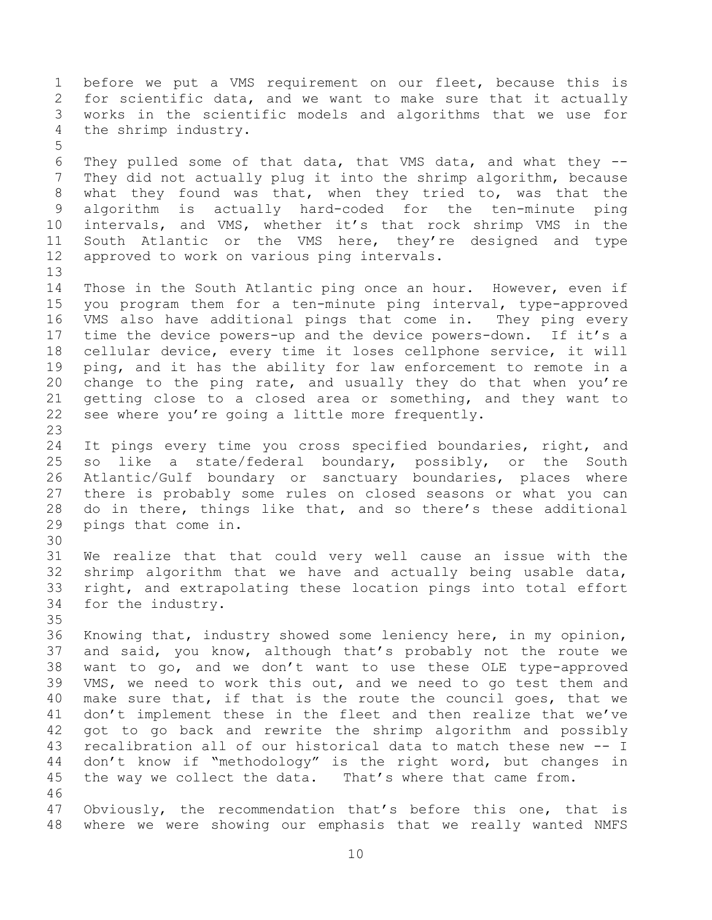before we put a VMS requirement on our fleet, because this is for scientific data, and we want to make sure that it actually works in the scientific models and algorithms that we use for the shrimp industry.

They pulled some of that data, that VMS data, and what they -- They did not actually plug it into the shrimp algorithm, because what they found was that, when they tried to, was that the algorithm is actually hard-coded for the ten-minute ping intervals, and VMS, whether it's that rock shrimp VMS in the South Atlantic or the VMS here, they're designed and type approved to work on various ping intervals.

Those in the South Atlantic ping once an hour. However, even if you program them for a ten-minute ping interval, type-approved VMS also have additional pings that come in. They ping every time the device powers-up and the device powers-down. If it's a cellular device, every time it loses cellphone service, it will ping, and it has the ability for law enforcement to remote in a change to the ping rate, and usually they do that when you're getting close to a closed area or something, and they want to see where you're going a little more frequently.

It pings every time you cross specified boundaries, right, and so like a state/federal boundary, possibly, or the South Atlantic/Gulf boundary or sanctuary boundaries, places where there is probably some rules on closed seasons or what you can do in there, things like that, and so there's these additional pings that come in.

We realize that that could very well cause an issue with the shrimp algorithm that we have and actually being usable data, right, and extrapolating these location pings into total effort for the industry.

Knowing that, industry showed some leniency here, in my opinion, and said, you know, although that's probably not the route we want to go, and we don't want to use these OLE type-approved VMS, we need to work this out, and we need to go test them and make sure that, if that is the route the council goes, that we don't implement these in the fleet and then realize that we've got to go back and rewrite the shrimp algorithm and possibly recalibration all of our historical data to match these new -- I don't know if "methodology" is the right word, but changes in the way we collect the data. That's where that came from.

Obviously, the recommendation that's before this one, that is where we were showing our emphasis that we really wanted NMFS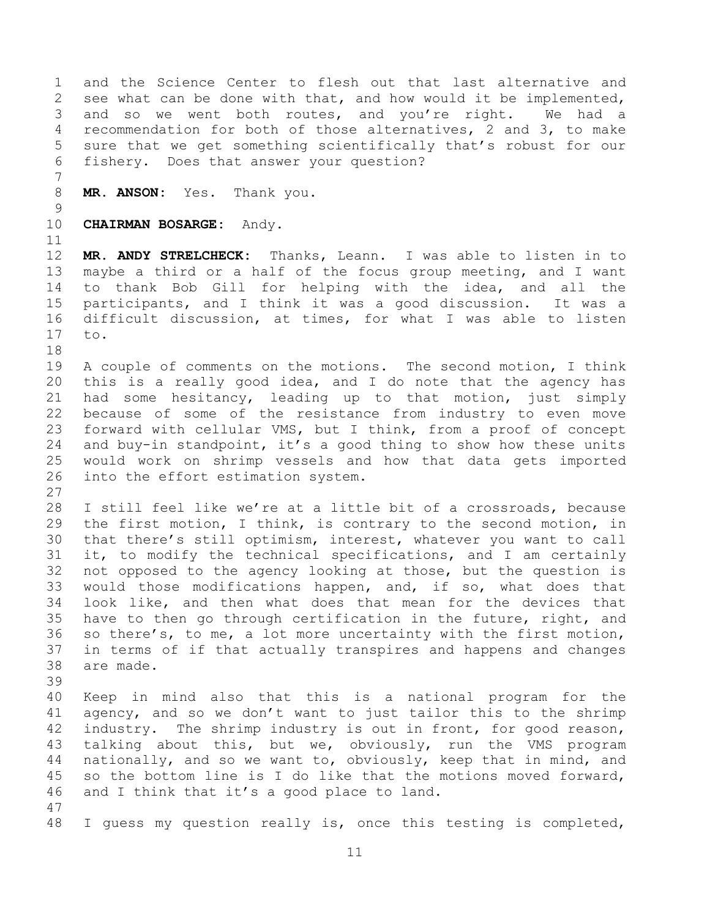and the Science Center to flesh out that last alternative and see what can be done with that, and how would it be implemented, and so we went both routes, and you're right. We had a recommendation for both of those alternatives, 2 and 3, to make sure that we get something scientifically that's robust for our fishery. Does that answer your question?

**MR. ANSON:** Yes. Thank you.

**CHAIRMAN BOSARGE:** Andy.

**MR. ANDY STRELCHECK:** Thanks, Leann. I was able to listen in to maybe a third or a half of the focus group meeting, and I want to thank Bob Gill for helping with the idea, and all the participants, and I think it was a good discussion. It was a difficult discussion, at times, for what I was able to listen to.

A couple of comments on the motions. The second motion, I think this is a really good idea, and I do note that the agency has had some hesitancy, leading up to that motion, just simply because of some of the resistance from industry to even move forward with cellular VMS, but I think, from a proof of concept and buy-in standpoint, it's a good thing to show how these units would work on shrimp vessels and how that data gets imported into the effort estimation system.

I still feel like we're at a little bit of a crossroads, because the first motion, I think, is contrary to the second motion, in that there's still optimism, interest, whatever you want to call it, to modify the technical specifications, and I am certainly not opposed to the agency looking at those, but the question is would those modifications happen, and, if so, what does that look like, and then what does that mean for the devices that have to then go through certification in the future, right, and so there's, to me, a lot more uncertainty with the first motion, in terms of if that actually transpires and happens and changes are made.

Keep in mind also that this is a national program for the agency, and so we don't want to just tailor this to the shrimp industry. The shrimp industry is out in front, for good reason, talking about this, but we, obviously, run the VMS program nationally, and so we want to, obviously, keep that in mind, and so the bottom line is I do like that the motions moved forward, and I think that it's a good place to land.

I guess my question really is, once this testing is completed,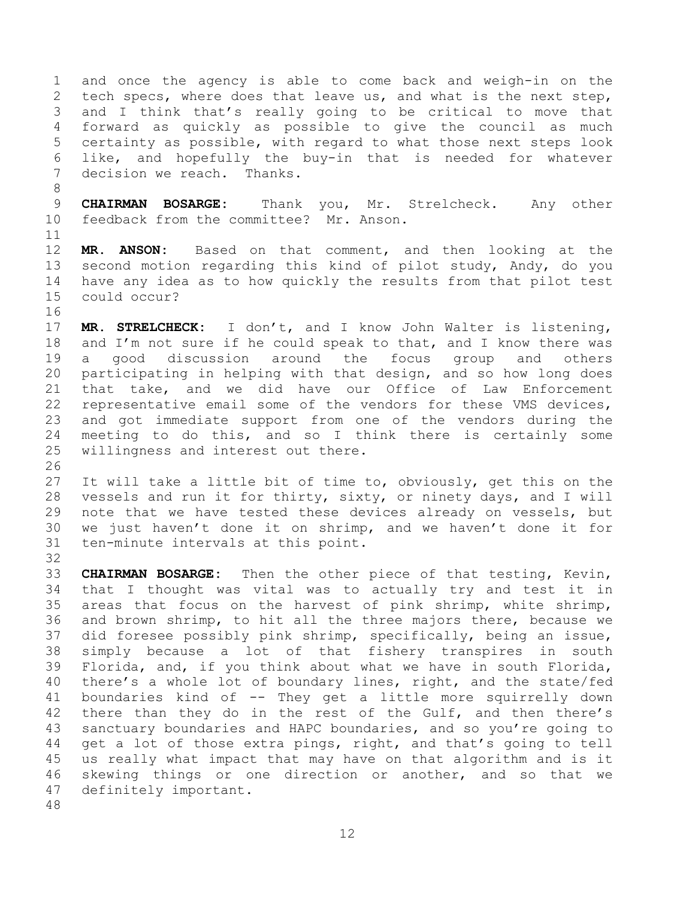and once the agency is able to come back and weigh-in on the tech specs, where does that leave us, and what is the next step, and I think that's really going to be critical to move that forward as quickly as possible to give the council as much certainty as possible, with regard to what those next steps look like, and hopefully the buy-in that is needed for whatever decision we reach. Thanks.

**CHAIRMAN BOSARGE:** Thank you, Mr. Strelcheck. Any other feedback from the committee? Mr. Anson.

**MR. ANSON:** Based on that comment, and then looking at the second motion regarding this kind of pilot study, Andy, do you have any idea as to how quickly the results from that pilot test could occur?

**MR. STRELCHECK:** I don't, and I know John Walter is listening, and I'm not sure if he could speak to that, and I know there was a good discussion around the focus group and others participating in helping with that design, and so how long does that take, and we did have our Office of Law Enforcement representative email some of the vendors for these VMS devices, and got immediate support from one of the vendors during the meeting to do this, and so I think there is certainly some willingness and interest out there.

It will take a little bit of time to, obviously, get this on the vessels and run it for thirty, sixty, or ninety days, and I will note that we have tested these devices already on vessels, but we just haven't done it on shrimp, and we haven't done it for ten-minute intervals at this point.

**CHAIRMAN BOSARGE:** Then the other piece of that testing, Kevin, that I thought was vital was to actually try and test it in areas that focus on the harvest of pink shrimp, white shrimp, and brown shrimp, to hit all the three majors there, because we did foresee possibly pink shrimp, specifically, being an issue, simply because a lot of that fishery transpires in south Florida, and, if you think about what we have in south Florida, there's a whole lot of boundary lines, right, and the state/fed boundaries kind of -- They get a little more squirrelly down there than they do in the rest of the Gulf, and then there's sanctuary boundaries and HAPC boundaries, and so you're going to get a lot of those extra pings, right, and that's going to tell us really what impact that may have on that algorithm and is it skewing things or one direction or another, and so that we definitely important.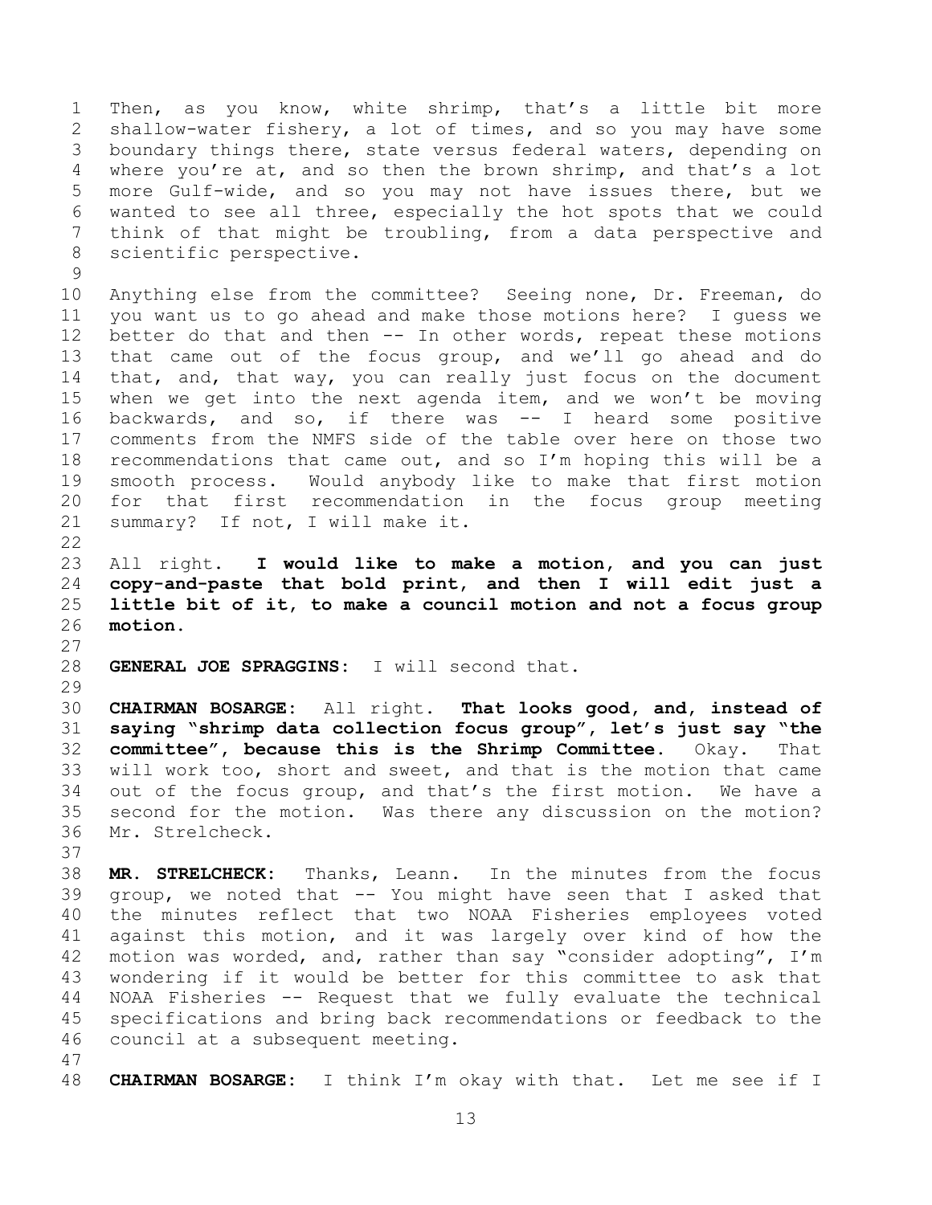Then, as you know, white shrimp, that's a little bit more shallow-water fishery, a lot of times, and so you may have some boundary things there, state versus federal waters, depending on where you're at, and so then the brown shrimp, and that's a lot more Gulf-wide, and so you may not have issues there, but we wanted to see all three, especially the hot spots that we could think of that might be troubling, from a data perspective and scientific perspective.

Anything else from the committee? Seeing none, Dr. Freeman, do you want us to go ahead and make those motions here? I guess we better do that and then -- In other words, repeat these motions that came out of the focus group, and we'll go ahead and do that, and, that way, you can really just focus on the document when we get into the next agenda item, and we won't be moving backwards, and so, if there was -- I heard some positive comments from the NMFS side of the table over here on those two recommendations that came out, and so I'm hoping this will be a smooth process. Would anybody like to make that first motion for that first recommendation in the focus group meeting summary? If not, I will make it.

All right. **I would like to make a motion, and you can just copy-and-paste that bold print, and then I will edit just a little bit of it, to make a council motion and not a focus group motion.**

**GENERAL JOE SPRAGGINS:** I will second that.

**CHAIRMAN BOSARGE:** All right. **That looks good, and, instead of saying "shrimp data collection focus group", let's just say "the committee", because this is the Shrimp Committee.** Okay. That will work too, short and sweet, and that is the motion that came out of the focus group, and that's the first motion. We have a second for the motion. Was there any discussion on the motion? Mr. Strelcheck.

**MR. STRELCHECK:** Thanks, Leann. In the minutes from the focus group, we noted that -- You might have seen that I asked that the minutes reflect that two NOAA Fisheries employees voted against this motion, and it was largely over kind of how the motion was worded, and, rather than say "consider adopting", I'm wondering if it would be better for this committee to ask that NOAA Fisheries -- Request that we fully evaluate the technical specifications and bring back recommendations or feedback to the council at a subsequent meeting.

**CHAIRMAN BOSARGE:** I think I'm okay with that. Let me see if I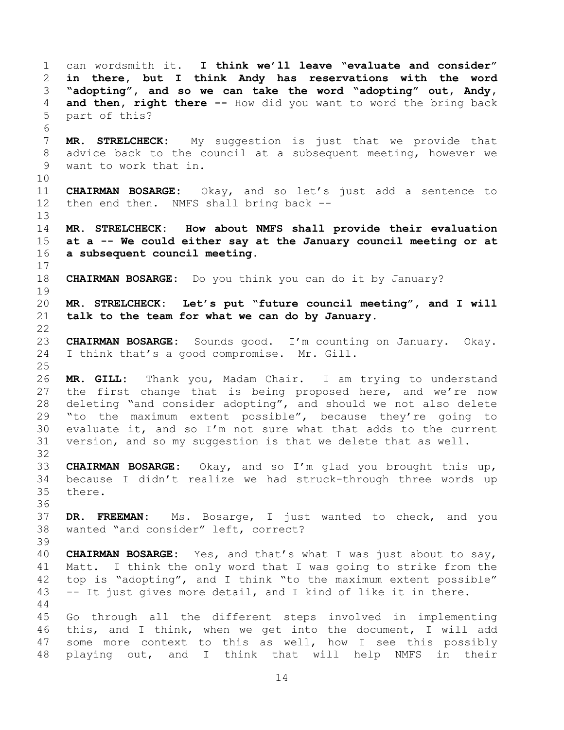can wordsmith it. **I think we'll leave "evaluate and consider" in there, but I think Andy has reservations with the word "adopting", and so we can take the word "adopting" out, Andy, and then, right there --** How did you want to word the bring back part of this?

**MR. STRELCHECK:** My suggestion is just that we provide that advice back to the council at a subsequent meeting, however we want to work that in.

**CHAIRMAN BOSARGE:** Okay, and so let's just add a sentence to then end then. NMFS shall bring back --

**MR. STRELCHECK: How about NMFS shall provide their evaluation at a -- We could either say at the January council meeting or at a subsequent council meeting.**

**CHAIRMAN BOSARGE:** Do you think you can do it by January?

**MR. STRELCHECK: Let's put "future council meeting", and I will talk to the team for what we can do by January.**

**CHAIRMAN BOSARGE:** Sounds good. I'm counting on January. Okay. I think that's a good compromise. Mr. Gill.

**MR. GILL:** Thank you, Madam Chair. I am trying to understand the first change that is being proposed here, and we're now deleting "and consider adopting", and should we not also delete "to the maximum extent possible", because they're going to evaluate it, and so I'm not sure what that adds to the current version, and so my suggestion is that we delete that as well.

**CHAIRMAN BOSARGE:** Okay, and so I'm glad you brought this up, because I didn't realize we had struck-through three words up there.

**DR. FREEMAN:** Ms. Bosarge, I just wanted to check, and you wanted "and consider" left, correct?

**CHAIRMAN BOSARGE:** Yes, and that's what I was just about to say, Matt. I think the only word that I was going to strike from the top is "adopting", and I think "to the maximum extent possible" -- It just gives more detail, and I kind of like it in there.

Go through all the different steps involved in implementing this, and I think, when we get into the document, I will add some more context to this as well, how I see this possibly playing out, and I think that will help NMFS in their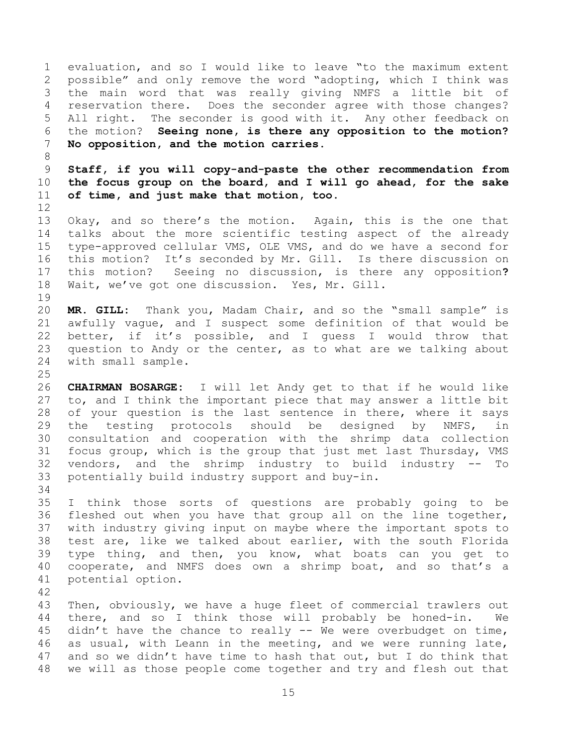evaluation, and so I would like to leave "to the maximum extent possible" and only remove the word "adopting, which I think was the main word that was really giving NMFS a little bit of reservation there. Does the seconder agree with those changes? All right. The seconder is good with it. Any other feedback on the motion? **Seeing none, is there any opposition to the motion? No opposition, and the motion carries.**

**Staff, if you will copy-and-paste the other recommendation from the focus group on the board, and I will go ahead, for the sake of time, and just make that motion, too.**

Okay, and so there's the motion. Again, this is the one that talks about the more scientific testing aspect of the already type-approved cellular VMS, OLE VMS, and do we have a second for this motion? It's seconded by Mr. Gill. Is there discussion on this motion? Seeing no discussion, is there any opposition**?** Wait, we've got one discussion. Yes, Mr. Gill.

**MR. GILL:** Thank you, Madam Chair, and so the "small sample" is awfully vague, and I suspect some definition of that would be better, if it's possible, and I guess I would throw that question to Andy or the center, as to what are we talking about with small sample.

**CHAIRMAN BOSARGE:** I will let Andy get to that if he would like to, and I think the important piece that may answer a little bit of your question is the last sentence in there, where it says the testing protocols should be designed by NMFS, in consultation and cooperation with the shrimp data collection focus group, which is the group that just met last Thursday, VMS vendors, and the shrimp industry to build industry -- To potentially build industry support and buy-in.

I think those sorts of questions are probably going to be fleshed out when you have that group all on the line together, with industry giving input on maybe where the important spots to test are, like we talked about earlier, with the south Florida type thing, and then, you know, what boats can you get to cooperate, and NMFS does own a shrimp boat, and so that's a potential option.

Then, obviously, we have a huge fleet of commercial trawlers out there, and so I think those will probably be honed-in. We didn't have the chance to really -- We were overbudget on time, as usual, with Leann in the meeting, and we were running late, and so we didn't have time to hash that out, but I do think that we will as those people come together and try and flesh out that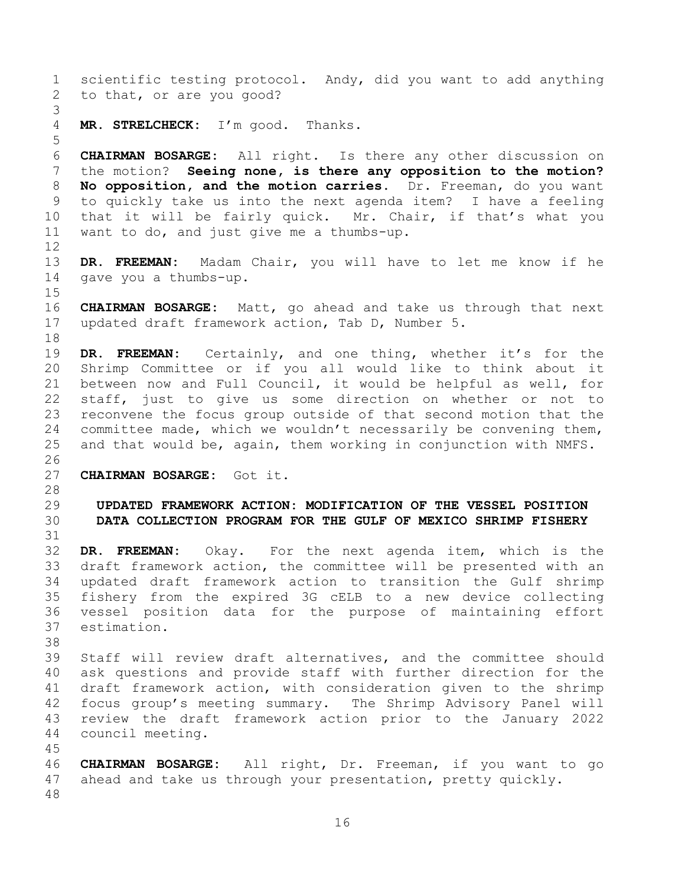scientific testing protocol. Andy, did you want to add anything to that, or are you good?

**MR. STRELCHECK:** I'm good. Thanks.

**CHAIRMAN BOSARGE:** All right. Is there any other discussion on the motion? **Seeing none, is there any opposition to the motion? No opposition, and the motion carries.** Dr. Freeman, do you want to quickly take us into the next agenda item? I have a feeling that it will be fairly quick. Mr. Chair, if that's what you want to do, and just give me a thumbs-up.

**DR. FREEMAN:** Madam Chair, you will have to let me know if he gave you a thumbs-up.

**CHAIRMAN BOSARGE:** Matt, go ahead and take us through that next updated draft framework action, Tab D, Number 5.

**DR. FREEMAN:** Certainly, and one thing, whether it's for the Shrimp Committee or if you all would like to think about it between now and Full Council, it would be helpful as well, for staff, just to give us some direction on whether or not to reconvene the focus group outside of that second motion that the committee made, which we wouldn't necessarily be convening them, and that would be, again, them working in conjunction with NMFS.

**CHAIRMAN BOSARGE:** Got it.

## UPDATED FRAMEWORK ACTION: MODIFICATION OF THE VESSEL POSITION DATA COLLECTION PROGRAM FOR THE GULF OF MEXICO SHRIMP FISHERY

**DR. FREEMAN:** Okay. For the next agenda item, which is the draft framework action, the committee will be presented with an updated draft framework action to transition the Gulf shrimp fishery from the expired 3G cELB to a new device collecting vessel position data for the purpose of maintaining effort estimation.

Staff will review draft alternatives, and the committee should ask questions and provide staff with further direction for the draft framework action, with consideration given to the shrimp focus group's meeting summary. The Shrimp Advisory Panel will review the draft framework action prior to the January 2022 council meeting.

**CHAIRMAN BOSARGE:** All right, Dr. Freeman, if you want to go ahead and take us through your presentation, pretty quickly.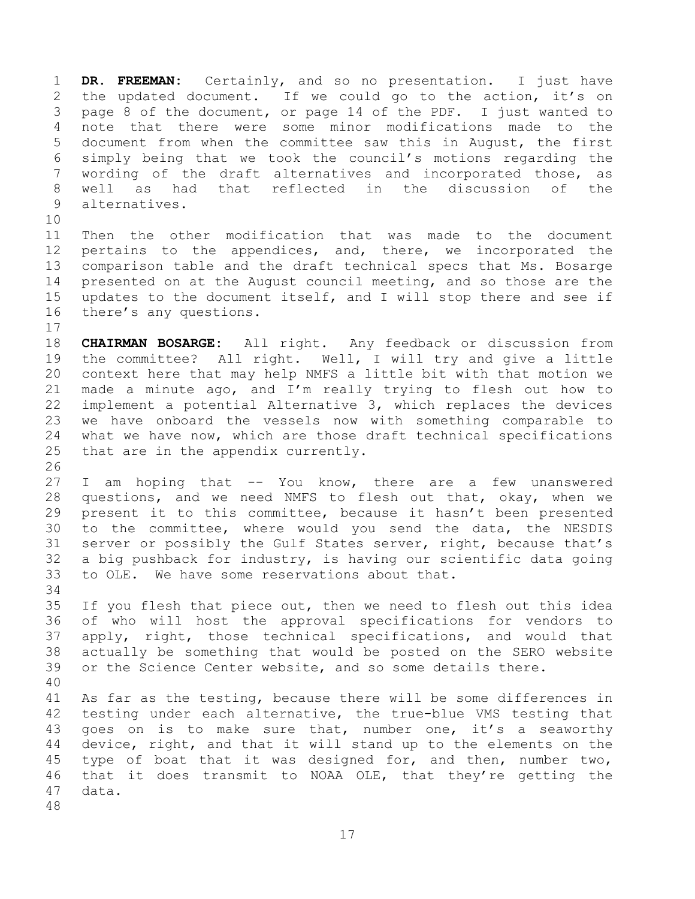**DR. FREEMAN:** Certainly, and so no presentation. I just have the updated document. If we could go to the action, it's on page 8 of the document, or page 14 of the PDF. I just wanted to note that there were some minor modifications made to the document from when the committee saw this in August, the first simply being that we took the council's motions regarding the wording of the draft alternatives and incorporated those, as well as had that reflected in the discussion of the alternatives.

Then the other modification that was made to the document pertains to the appendices, and, there, we incorporated the comparison table and the draft technical specs that Ms. Bosarge presented on at the August council meeting, and so those are the updates to the document itself, and I will stop there and see if there's any questions.

**CHAIRMAN BOSARGE:** All right. Any feedback or discussion from the committee? All right. Well, I will try and give a little context here that may help NMFS a little bit with that motion we made a minute ago, and I'm really trying to flesh out how to implement a potential Alternative 3, which replaces the devices we have onboard the vessels now with something comparable to what we have now, which are those draft technical specifications that are in the appendix currently.

I am hoping that -- You know, there are a few unanswered questions, and we need NMFS to flesh out that, okay, when we present it to this committee, because it hasn't been presented to the committee, where would you send the data, the NESDIS server or possibly the Gulf States server, right, because that's a big pushback for industry, is having our scientific data going to OLE. We have some reservations about that.

If you flesh that piece out, then we need to flesh out this idea of who will host the approval specifications for vendors to apply, right, those technical specifications, and would that actually be something that would be posted on the SERO website or the Science Center website, and so some details there.

As far as the testing, because there will be some differences in testing under each alternative, the true-blue VMS testing that goes on is to make sure that, number one, it's a seaworthy device, right, and that it will stand up to the elements on the type of boat that it was designed for, and then, number two, that it does transmit to NOAA OLE, that they're getting the data.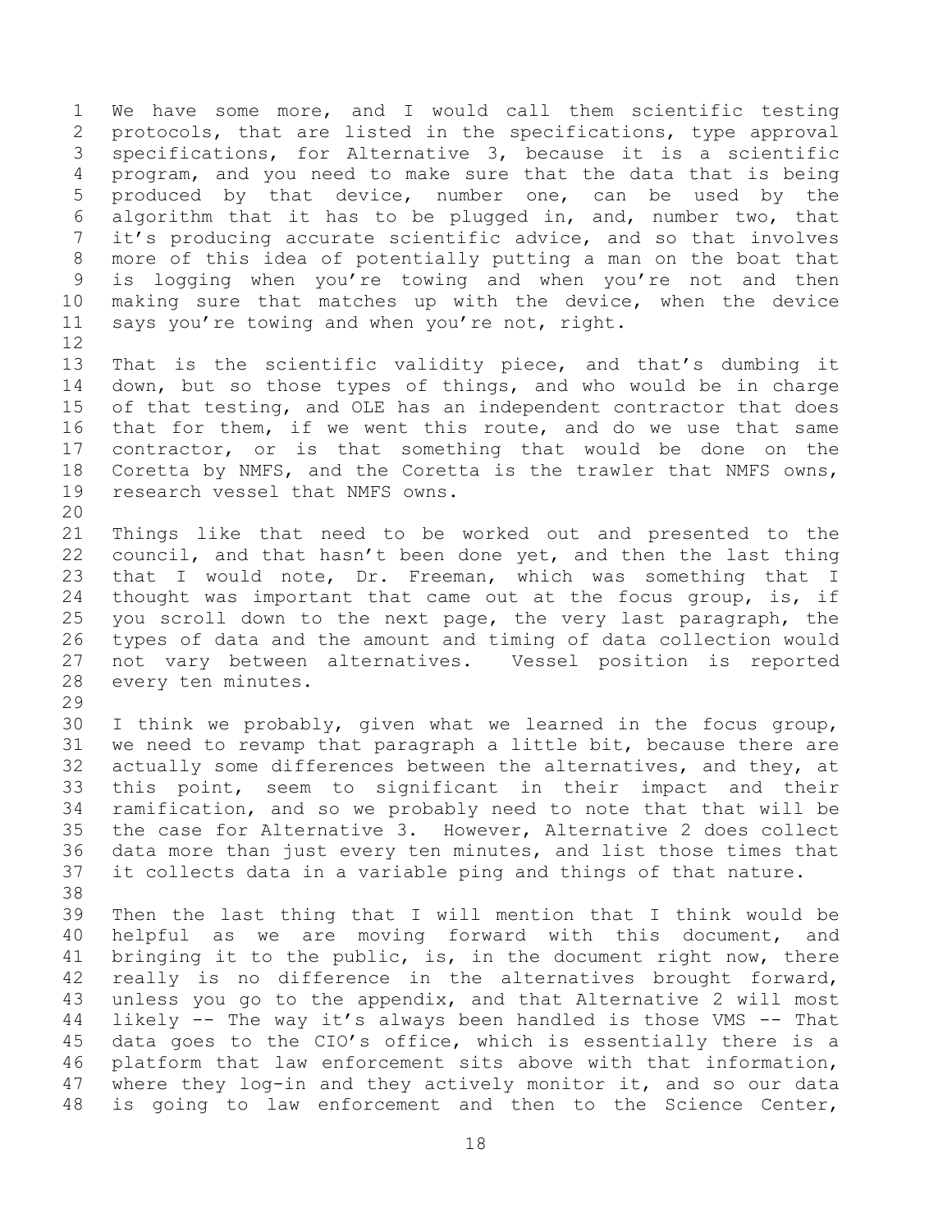We have some more, and I would call them scientific testing protocols, that are listed in the specifications, type approval specifications, for Alternative 3, because it is a scientific program, and you need to make sure that the data that is being produced by that device, number one, can be used by the algorithm that it has to be plugged in, and, number two, that it's producing accurate scientific advice, and so that involves more of this idea of potentially putting a man on the boat that is logging when you're towing and when you're not and then making sure that matches up with the device, when the device says you're towing and when you're not, right.

That is the scientific validity piece, and that's dumbing it down, but so those types of things, and who would be in charge of that testing, and OLE has an independent contractor that does that for them, if we went this route, and do we use that same contractor, or is that something that would be done on the Coretta by NMFS, and the Coretta is the trawler that NMFS owns, research vessel that NMFS owns.

Things like that need to be worked out and presented to the council, and that hasn't been done yet, and then the last thing that I would note, Dr. Freeman, which was something that I thought was important that came out at the focus group, is, if you scroll down to the next page, the very last paragraph, the types of data and the amount and timing of data collection would not vary between alternatives. Vessel position is reported every ten minutes.

I think we probably, given what we learned in the focus group, we need to revamp that paragraph a little bit, because there are actually some differences between the alternatives, and they, at this point, seem to significant in their impact and their ramification, and so we probably need to note that that will be the case for Alternative 3. However, Alternative 2 does collect data more than just every ten minutes, and list those times that it collects data in a variable ping and things of that nature.

Then the last thing that I will mention that I think would be helpful as we are moving forward with this document, and bringing it to the public, is, in the document right now, there really is no difference in the alternatives brought forward, unless you go to the appendix, and that Alternative 2 will most likely -- The way it's always been handled is those VMS -- That data goes to the CIO's office, which is essentially there is a platform that law enforcement sits above with that information, where they log-in and they actively monitor it, and so our data is going to law enforcement and then to the Science Center,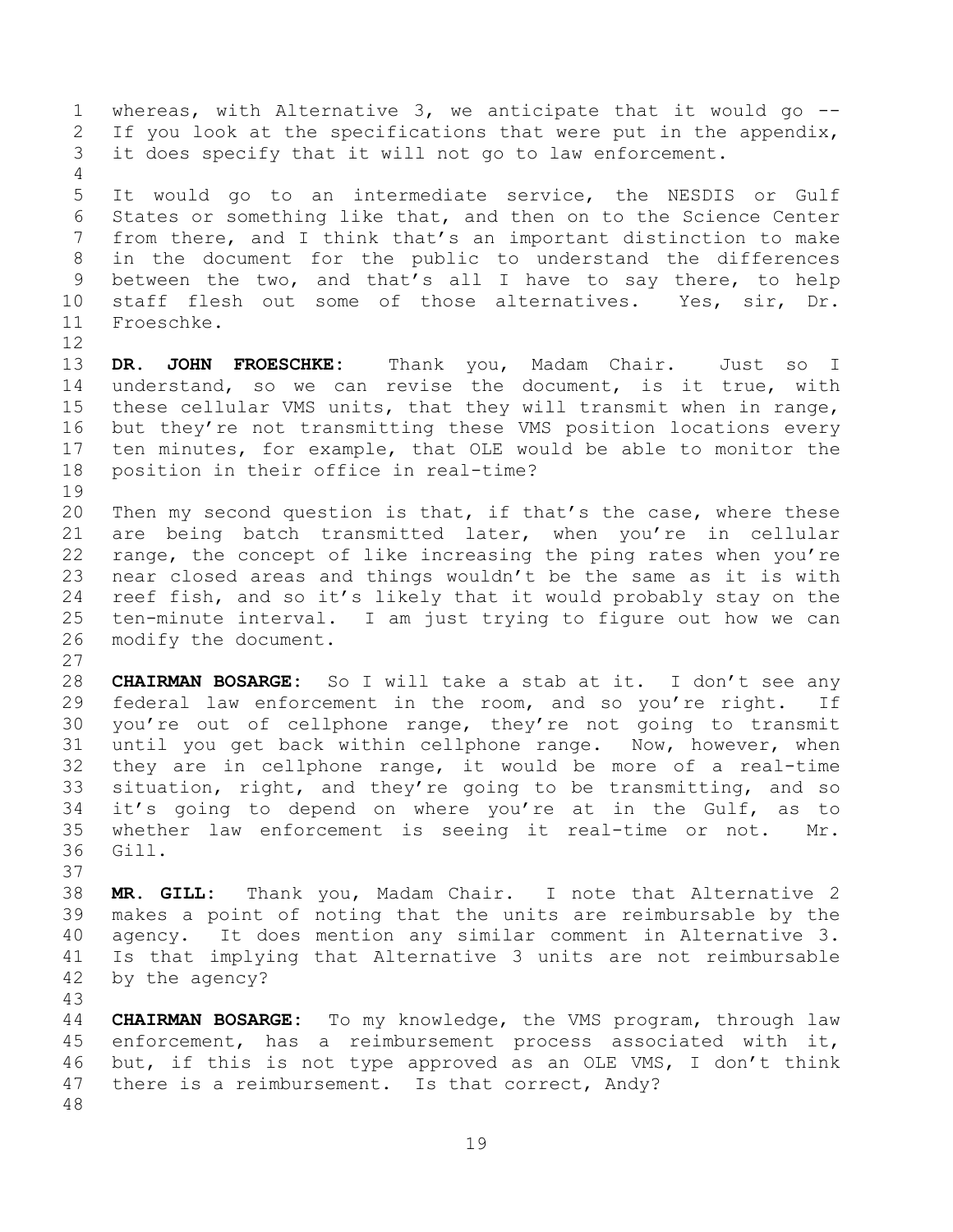whereas, with Alternative 3, we anticipate that it would go -- If you look at the specifications that were put in the appendix, it does specify that it will not go to law enforcement.

It would go to an intermediate service, the NESDIS or Gulf States or something like that, and then on to the Science Center from there, and I think that's an important distinction to make in the document for the public to understand the differences between the two, and that's all I have to say there, to help staff flesh out some of those alternatives. Yes, sir, Dr. Froeschke.

**DR. JOHN FROESCHKE:** Thank you, Madam Chair. Just so I understand, so we can revise the document, is it true, with these cellular VMS units, that they will transmit when in range, but they're not transmitting these VMS position locations every ten minutes, for example, that OLE would be able to monitor the position in their office in real-time?

Then my second question is that, if that's the case, where these are being batch transmitted later, when you're in cellular range, the concept of like increasing the ping rates when you're near closed areas and things wouldn't be the same as it is with reef fish, and so it's likely that it would probably stay on the ten-minute interval. I am just trying to figure out how we can modify the document.

**CHAIRMAN BOSARGE:** So I will take a stab at it. I don't see any federal law enforcement in the room, and so you're right. If you're out of cellphone range, they're not going to transmit until you get back within cellphone range. Now, however, when they are in cellphone range, it would be more of a real-time situation, right, and they're going to be transmitting, and so it's going to depend on where you're at in the Gulf, as to whether law enforcement is seeing it real-time or not. Mr. Gill.

**MR. GILL:** Thank you, Madam Chair. I note that Alternative 2 makes a point of noting that the units are reimbursable by the agency. It does mention any similar comment in Alternative 3. Is that implying that Alternative 3 units are not reimbursable by the agency?

**CHAIRMAN BOSARGE:** To my knowledge, the VMS program, through law enforcement, has a reimbursement process associated with it, but, if this is not type approved as an OLE VMS, I don't think there is a reimbursement. Is that correct, Andy?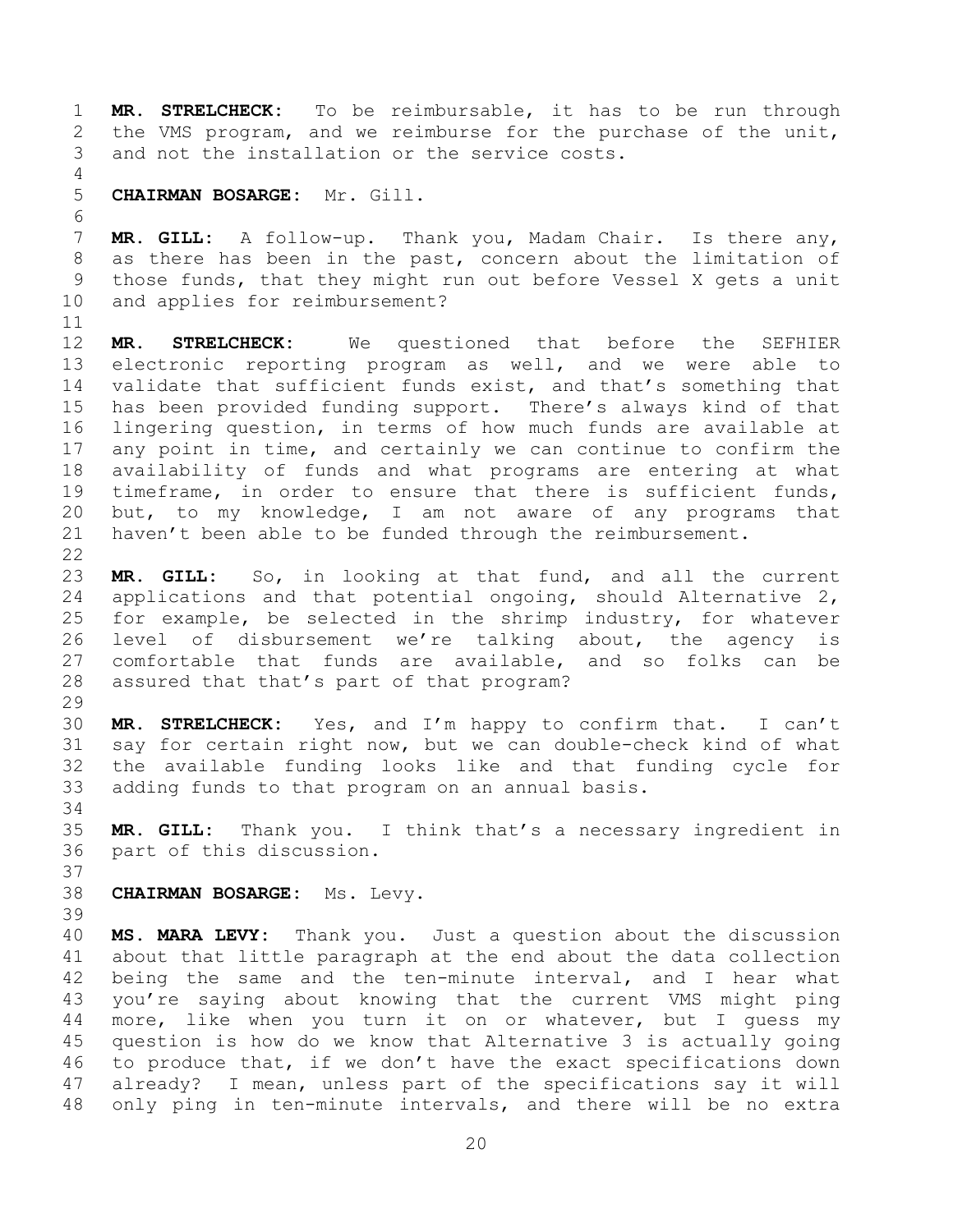**MR. STRELCHECK:** To be reimbursable, it has to be run through the VMS program, and we reimburse for the purchase of the unit, and not the installation or the service costs.

**CHAIRMAN BOSARGE:** Mr. Gill.

**MR. GILL:** A follow-up. Thank you, Madam Chair. Is there any, as there has been in the past, concern about the limitation of those funds, that they might run out before Vessel X gets a unit and applies for reimbursement?

**MR. STRELCHECK:** We questioned that before the SEFHIER electronic reporting program as well, and we were able to validate that sufficient funds exist, and that's something that has been provided funding support. There's always kind of that lingering question, in terms of how much funds are available at any point in time, and certainly we can continue to confirm the availability of funds and what programs are entering at what timeframe, in order to ensure that there is sufficient funds, but, to my knowledge, I am not aware of any programs that haven't been able to be funded through the reimbursement.

**MR. GILL:** So, in looking at that fund, and all the current applications and that potential ongoing, should Alternative 2, for example, be selected in the shrimp industry, for whatever level of disbursement we're talking about, the agency is comfortable that funds are available, and so folks can be assured that that's part of that program?

**MR. STRELCHECK:** Yes, and I'm happy to confirm that. I can't say for certain right now, but we can double-check kind of what the available funding looks like and that funding cycle for adding funds to that program on an annual basis.

**MR. GILL:** Thank you. I think that's a necessary ingredient in part of this discussion.

**CHAIRMAN BOSARGE:** Ms. Levy.

**MS. MARA LEVY:** Thank you. Just a question about the discussion about that little paragraph at the end about the data collection being the same and the ten-minute interval, and I hear what you're saying about knowing that the current VMS might ping more, like when you turn it on or whatever, but I guess my question is how do we know that Alternative 3 is actually going to produce that, if we don't have the exact specifications down already? I mean, unless part of the specifications say it will only ping in ten-minute intervals, and there will be no extra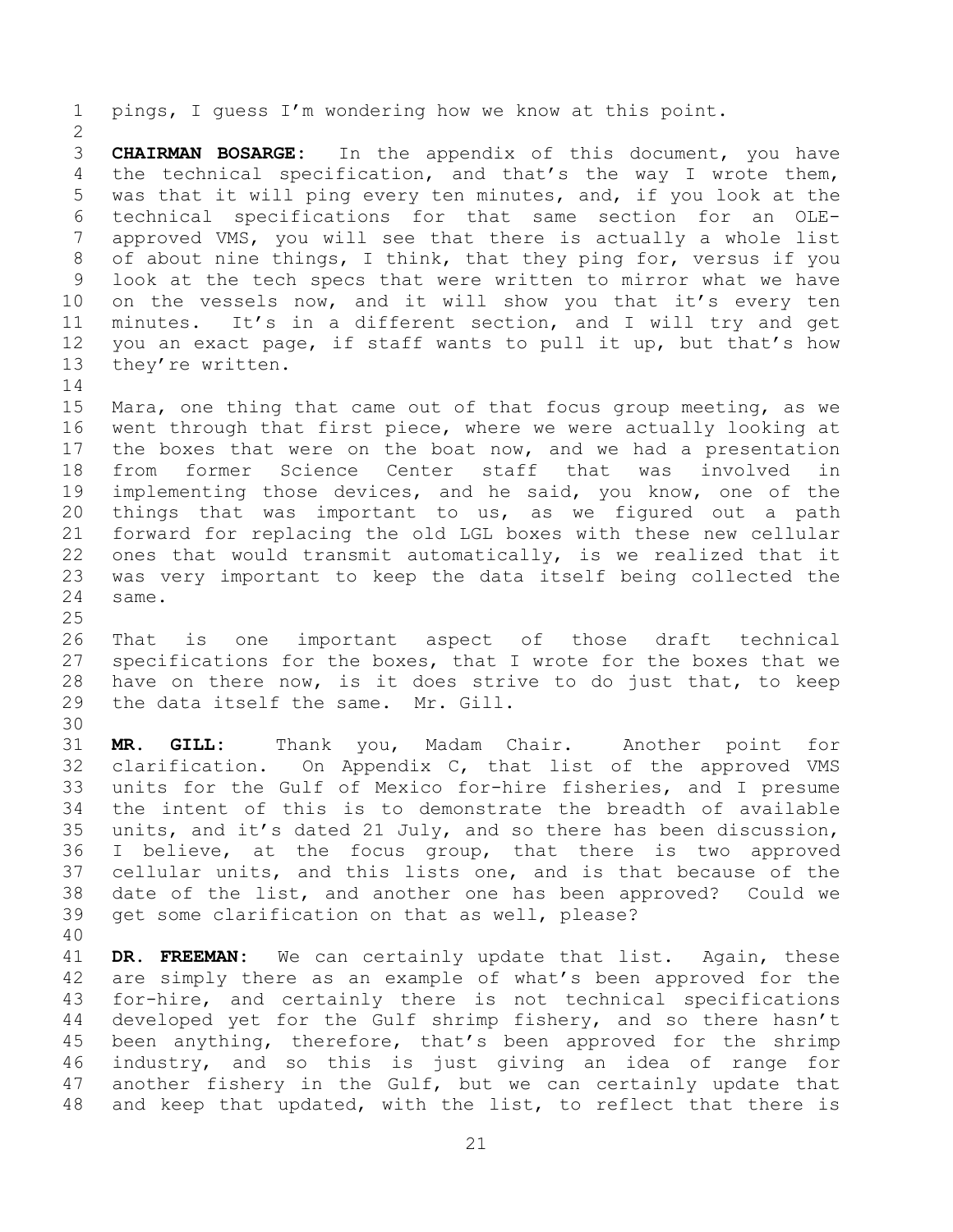pings, I guess I'm wondering how we know at this point.

**CHAIRMAN BOSARGE:** In the appendix of this document, you have the technical specification, and that's the way I wrote them, was that it will ping every ten minutes, and, if you look at the technical specifications for that same section for an OLE-approved VMS, you will see that there is actually a whole list of about nine things, I think, that they ping for, versus if you look at the tech specs that were written to mirror what we have on the vessels now, and it will show you that it's every ten minutes. It's in a different section, and I will try and get you an exact page, if staff wants to pull it up, but that's how they're written.

Mara, one thing that came out of that focus group meeting, as we went through that first piece, where we were actually looking at the boxes that were on the boat now, and we had a presentation from former Science Center staff that was involved in implementing those devices, and he said, you know, one of the things that was important to us, as we figured out a path forward for replacing the old LGL boxes with these new cellular ones that would transmit automatically, is we realized that it was very important to keep the data itself being collected the same.

That is one important aspect of those draft technical specifications for the boxes, that I wrote for the boxes that we have on there now, is it does strive to do just that, to keep the data itself the same. Mr. Gill.

**MR. GILL:** Thank you, Madam Chair. Another point for clarification. On Appendix C, that list of the approved VMS units for the Gulf of Mexico for-hire fisheries, and I presume the intent of this is to demonstrate the breadth of available units, and it's dated 21 July, and so there has been discussion, I believe, at the focus group, that there is two approved cellular units, and this lists one, and is that because of the date of the list, and another one has been approved? Could we get some clarification on that as well, please?

**DR. FREEMAN:** We can certainly update that list. Again, these are simply there as an example of what's been approved for the for-hire, and certainly there is not technical specifications developed yet for the Gulf shrimp fishery, and so there hasn't been anything, therefore, that's been approved for the shrimp industry, and so this is just giving an idea of range for another fishery in the Gulf, but we can certainly update that and keep that updated, with the list, to reflect that there is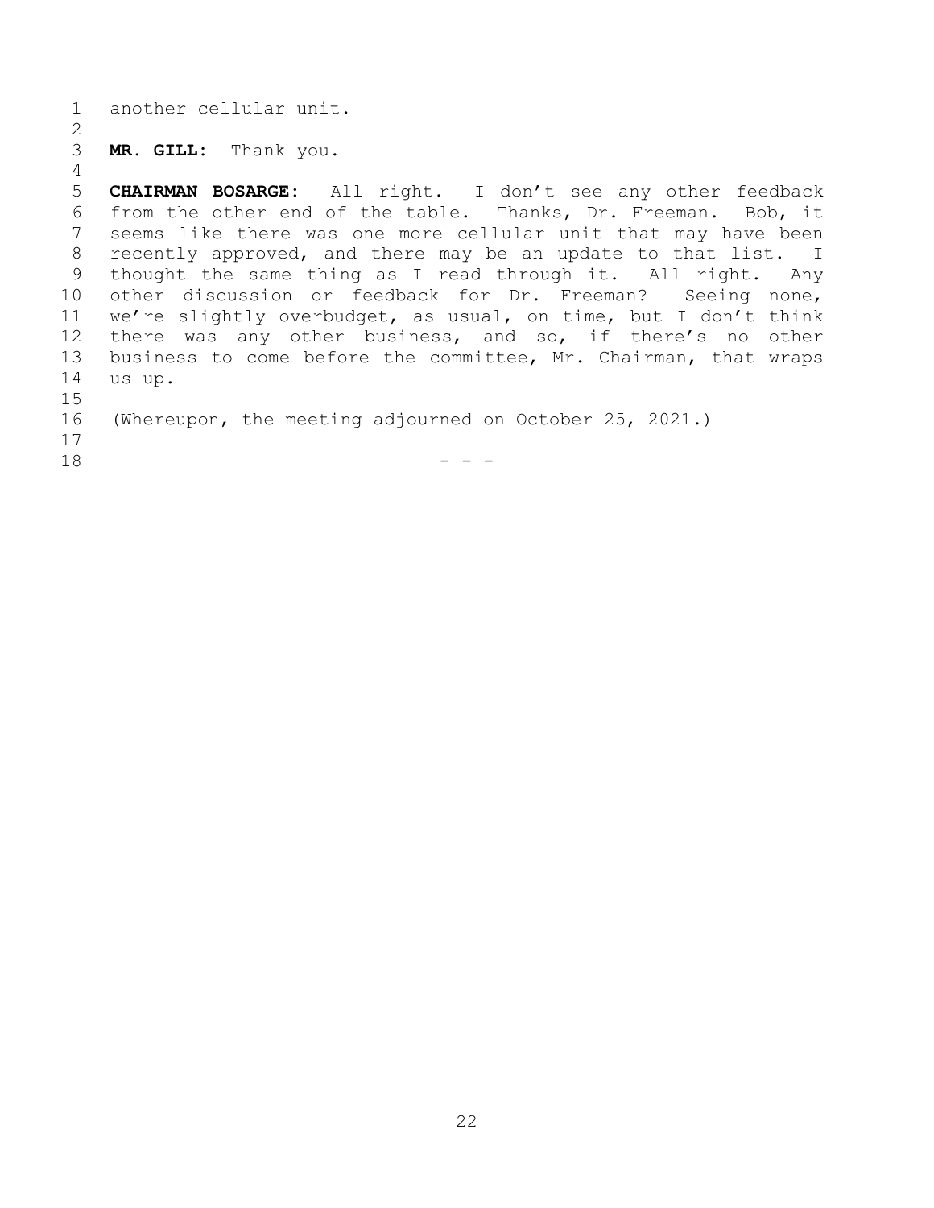another cellular unit.

**MR. GILL:** Thank you.

**CHAIRMAN BOSARGE:** All right. I don't see any other feedback from the other end of the table. Thanks, Dr. Freeman. Bob, it seems like there was one more cellular unit that may have been recently approved, and there may be an update to that list. I thought the same thing as I read through it. All right. Any other discussion or feedback for Dr. Freeman? Seeing none, we're slightly overbudget, as usual, on time, but I don't think there was any other business, and so, if there's no other business to come before the committee, Mr. Chairman, that wraps us up.

(Whereupon, the meeting adjourned on October 25, 2021.)

- - -